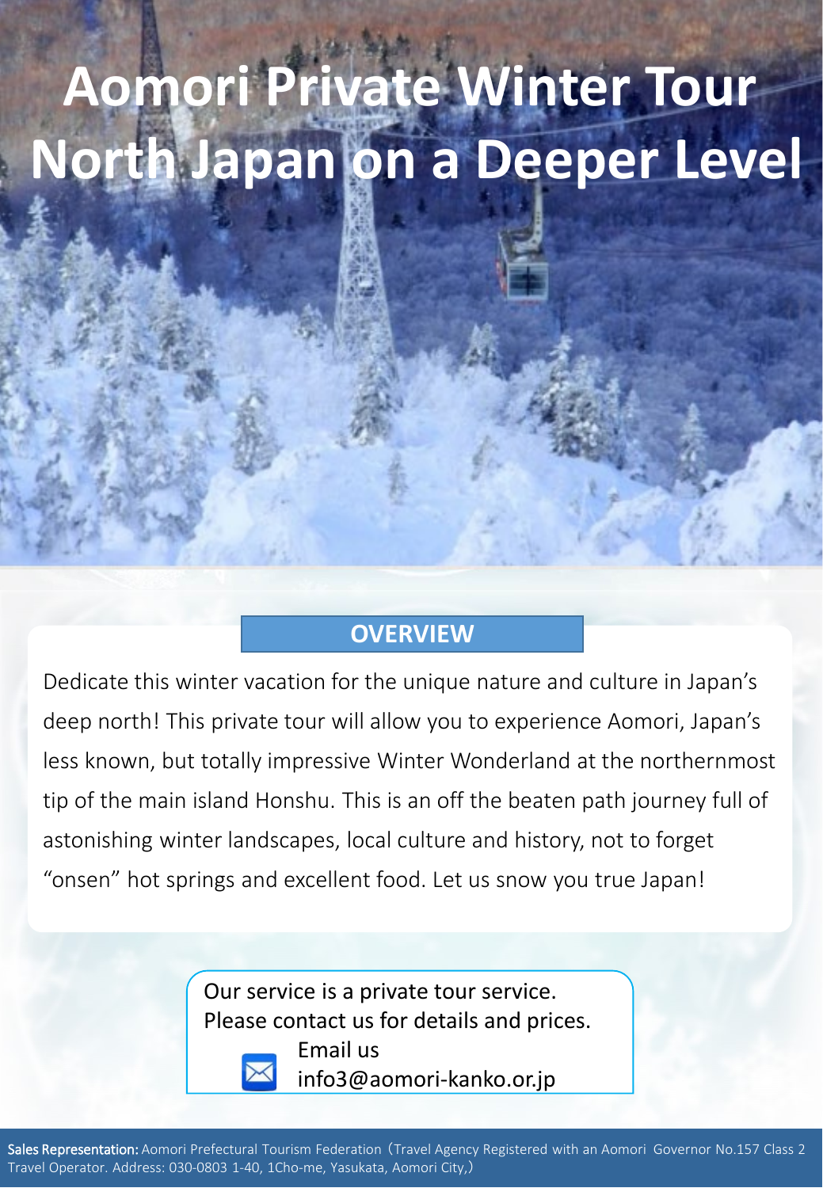# Aomori Private Winter Tour North Japan on a Deeper Level

## OVERVIEW

Dedicate this winter vacation for the unique nature and culture in Japan's deep north! This private tour will allow you to experience Aomori, Japan's less known, but totally impressive Winter Wonderland at the northernmost tip of the main island Honshu. This is an off the beaten path journey full of astonishing winter landscapes, local culture and history, not to forget "onsen" hot springs and excellent food. Let us snow you true Japan!

Our service is a private tour service.
Please contact us for details and prices.
Email us
info3@aomori-kanko.or.jp

**Sales Representation:** Aomori Prefectural Tourism Federation（Travel Agency Registered with an Aomori Governor No.157 Class 2 Travel Operator. Address: 030-0803 1-40, 1Cho-me, Yasukata, Aomori City,）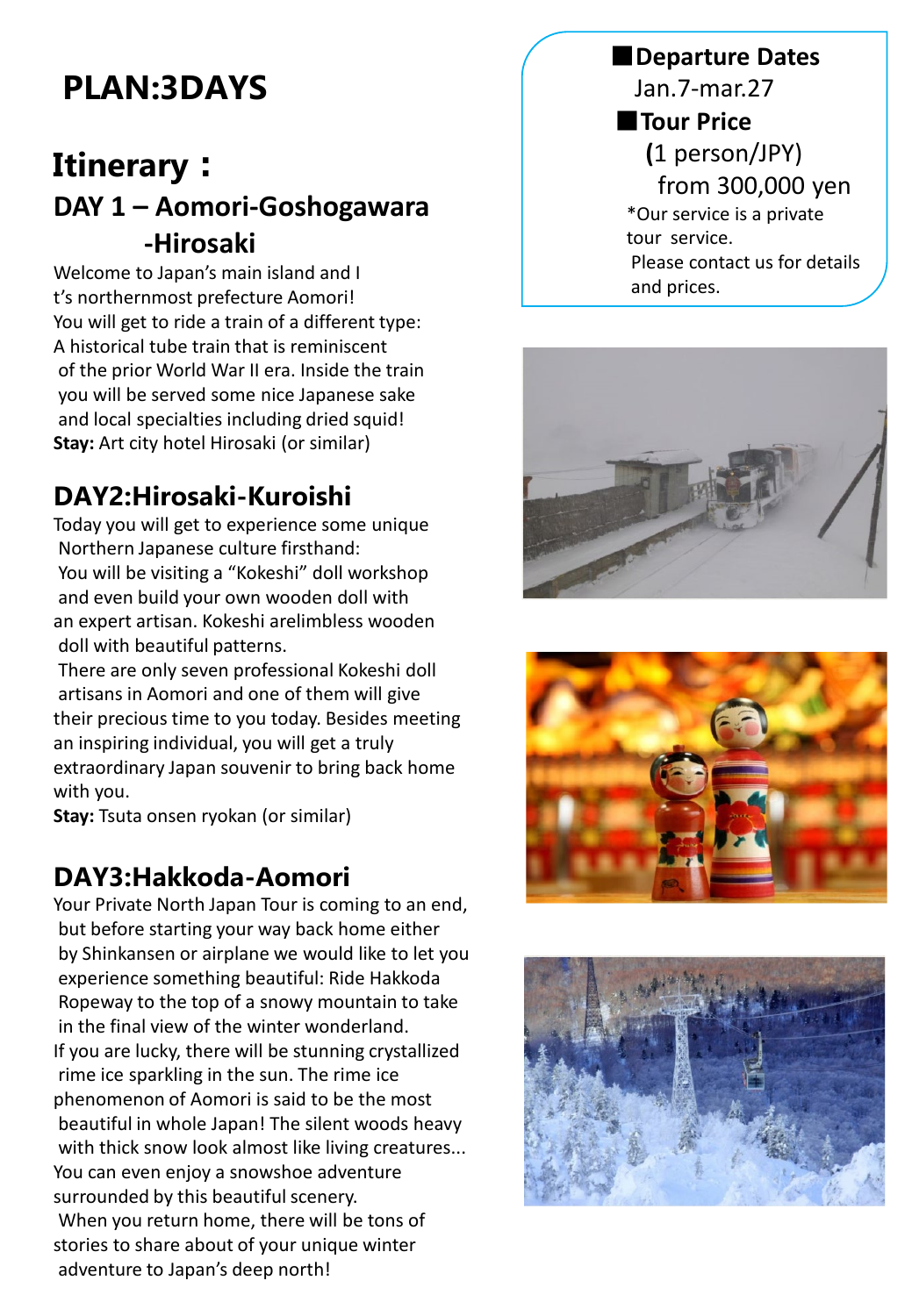# PLAN:3DAYS

## Itinerary：

### DAY 1 – Aomori-Goshogawara -Hirosaki

Welcome to Japan's main island and I t's northernmost prefecture Aomori!
You will get to ride a train of a different type: A historical tube train that is reminiscent of the prior World War II era. Inside the train you will be served some nice Japanese sake and local specialties including dried squid!
**Stay:** Art city hotel Hirosaki (or similar)

### DAY2:Hirosaki-Kuroishi

Today you will get to experience some unique Northern Japanese culture firsthand:
You will be visiting a "Kokeshi" doll workshop and even build your own wooden doll with an expert artisan. Kokeshi arelimbless wooden doll with beautiful patterns.
There are only seven professional Kokeshi doll artisans in Aomori and one of them will give their precious time to you today. Besides meeting an inspiring individual, you will get a truly extraordinary Japan souvenir to bring back home with you.
**Stay:** Tsuta onsen ryokan (or similar)

### DAY3:Hakkoda-Aomori

Your Private North Japan Tour is coming to an end, but before starting your way back home either by Shinkansen or airplane we would like to let you experience something beautiful: Ride Hakkoda Ropeway to the top of a snowy mountain to take in the final view of the winter wonderland.
If you are lucky, there will be stunning crystallized rime ice sparkling in the sun. The rime ice phenomenon of Aomori is said to be the most beautiful in whole Japan! The silent woods heavy with thick snow look almost like living creatures... You can even enjoy a snowshoe adventure surrounded by this beautiful scenery.
When you return home, there will be tons of stories to share about your unique winter adventure to Japan's deep north!

**■Departure Dates**
Jan.7-mar.27

**■Tour Price**
(1 person/JPY)
from 300,000 yen
*Our service is a private tour service.
Please contact us for details and prices.